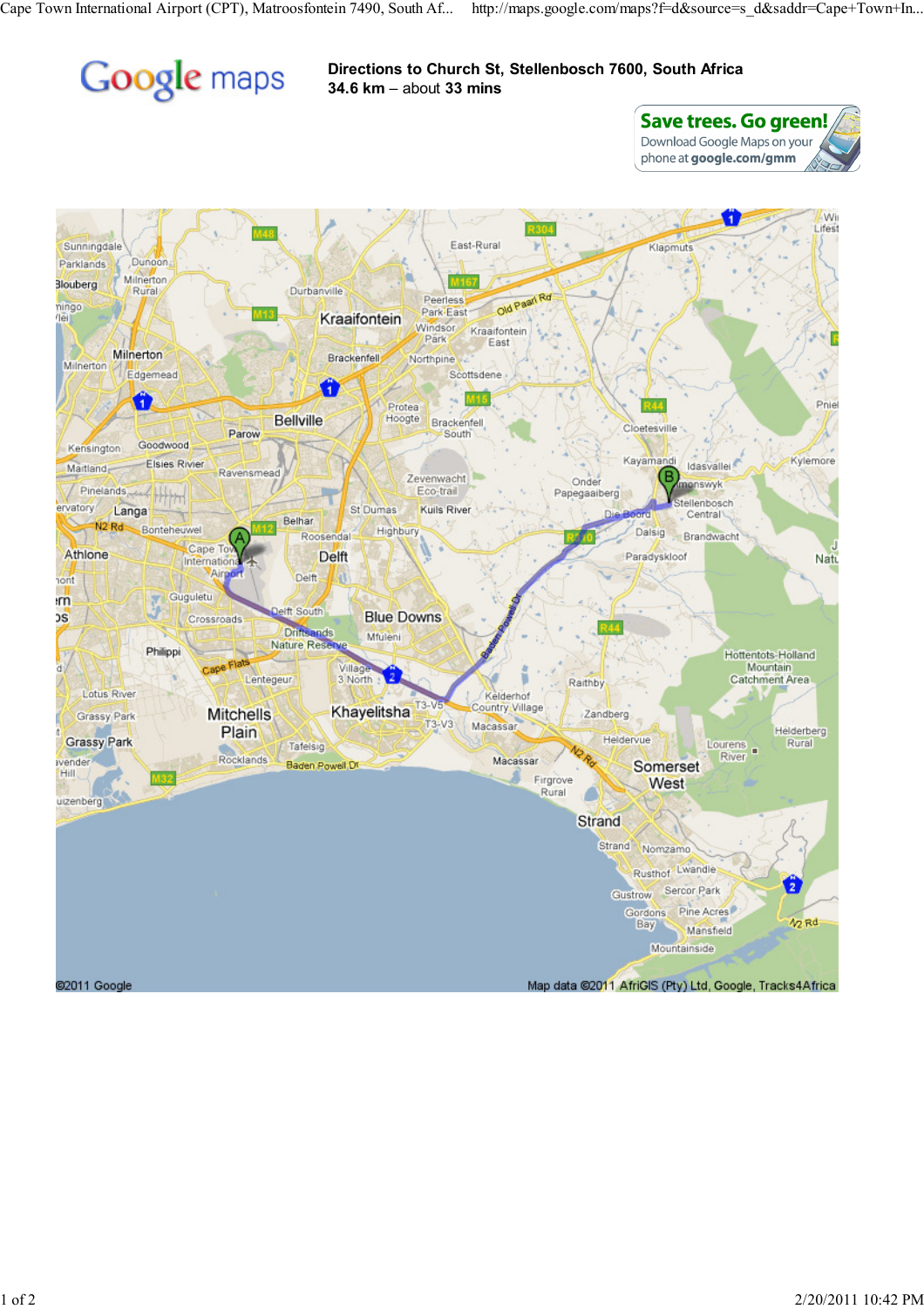# Google maps

**Directions to Church St, Stellenbosch 7600, South Africa**
**34.6 km** – about **33 mins**

**Save trees. Go green!**
Download Google Maps on your phone at **google.com/gmm**

©2011 Google

Map data ©2011 AfriGIS (Pty) Ltd, Google, Tracks4Africa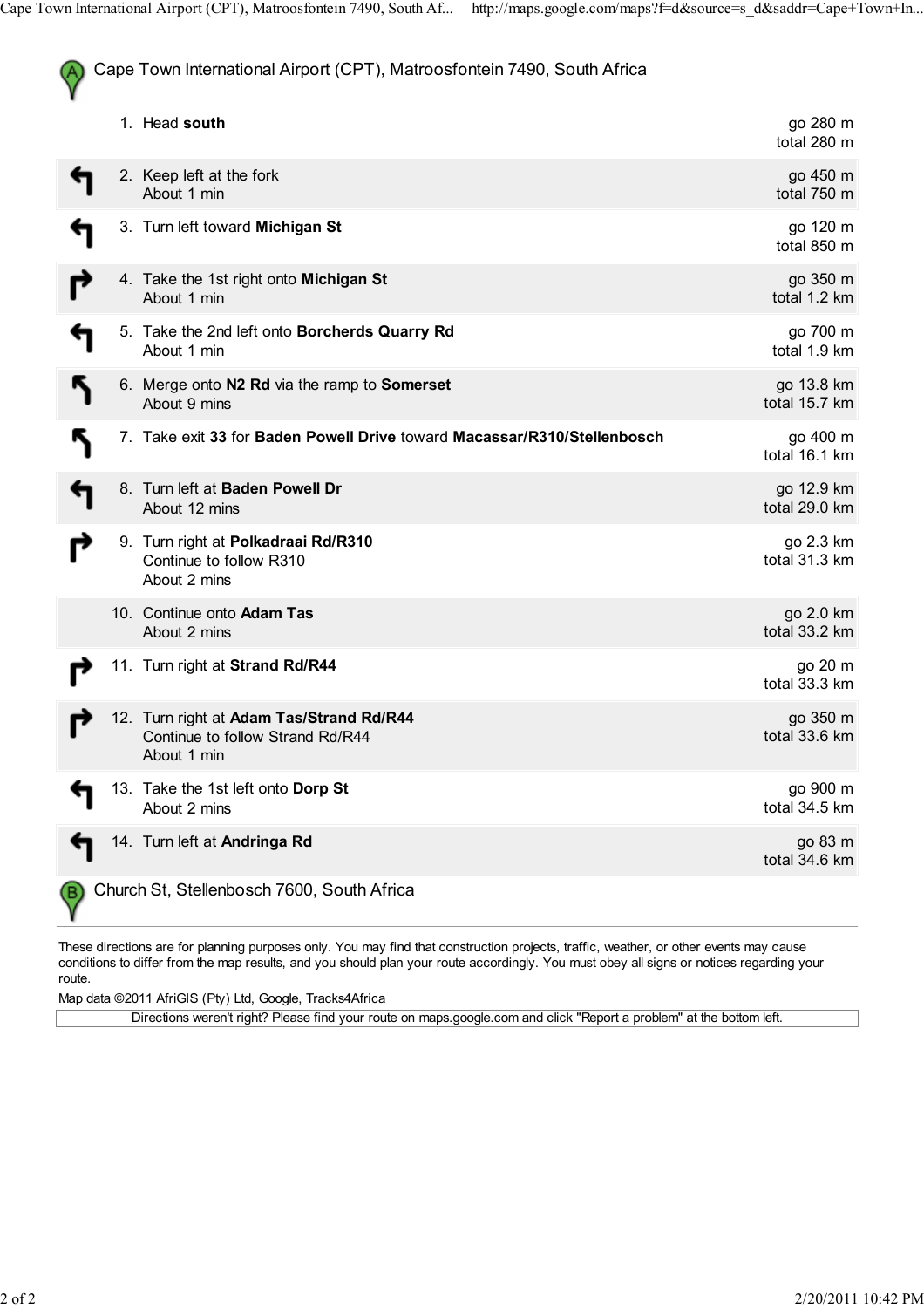Cape Town International Airport (CPT), Matroosfontein 7490, South Africa

| | | |
|---|---|---|
| 1. | Head **south** | go 280 m<br>total 280 m |
| 2. | Keep left at the fork<br>About 1 min | go 450 m<br>total 750 m |
| 3. | Turn left toward **Michigan St** | go 120 m<br>total 850 m |
| 4. | Take the 1st right onto **Michigan St**<br>About 1 min | go 350 m<br>total 1.2 km |
| 5. | Take the 2nd left onto **Borcherds Quarry Rd**<br>About 1 min | go 700 m<br>total 1.9 km |
| 6. | Merge onto **N2 Rd** via the ramp to **Somerset**<br>About 9 mins | go 13.8 km<br>total 15.7 km |
| 7. | Take exit **33** for **Baden Powell Drive** toward **Macassar/R310/Stellenbosch** | go 400 m<br>total 16.1 km |
| 8. | Turn left at **Baden Powell Dr**<br>About 12 mins | go 12.9 km<br>total 29.0 km |
| 9. | Turn right at **Polkadraai Rd/R310**<br>Continue to follow R310<br>About 2 mins | go 2.3 km<br>total 31.3 km |
| 10. | Continue onto **Adam Tas**<br>About 2 mins | go 2.0 km<br>total 33.2 km |
| 11. | Turn right at **Strand Rd/R44** | go 20 m<br>total 33.3 km |
| 12. | Turn right at **Adam Tas/Strand Rd/R44**<br>Continue to follow Strand Rd/R44<br>About 1 min | go 350 m<br>total 33.6 km |
| 13. | Take the 1st left onto **Dorp St**<br>About 2 mins | go 900 m<br>total 34.5 km |
| 14. | Turn left at **Andringa Rd** | go 83 m<br>total 34.6 km |

Church St, Stellenbosch 7600, South Africa

These directions are for planning purposes only. You may find that construction projects, traffic, weather, or other events may cause conditions to differ from the map results, and you should plan your route accordingly. You must obey all signs or notices regarding your route.

Map data ©2011 AfriGIS (Pty) Ltd, Google, Tracks4Africa

Directions weren't right? Please find your route on maps.google.com and click "Report a problem" at the bottom left.